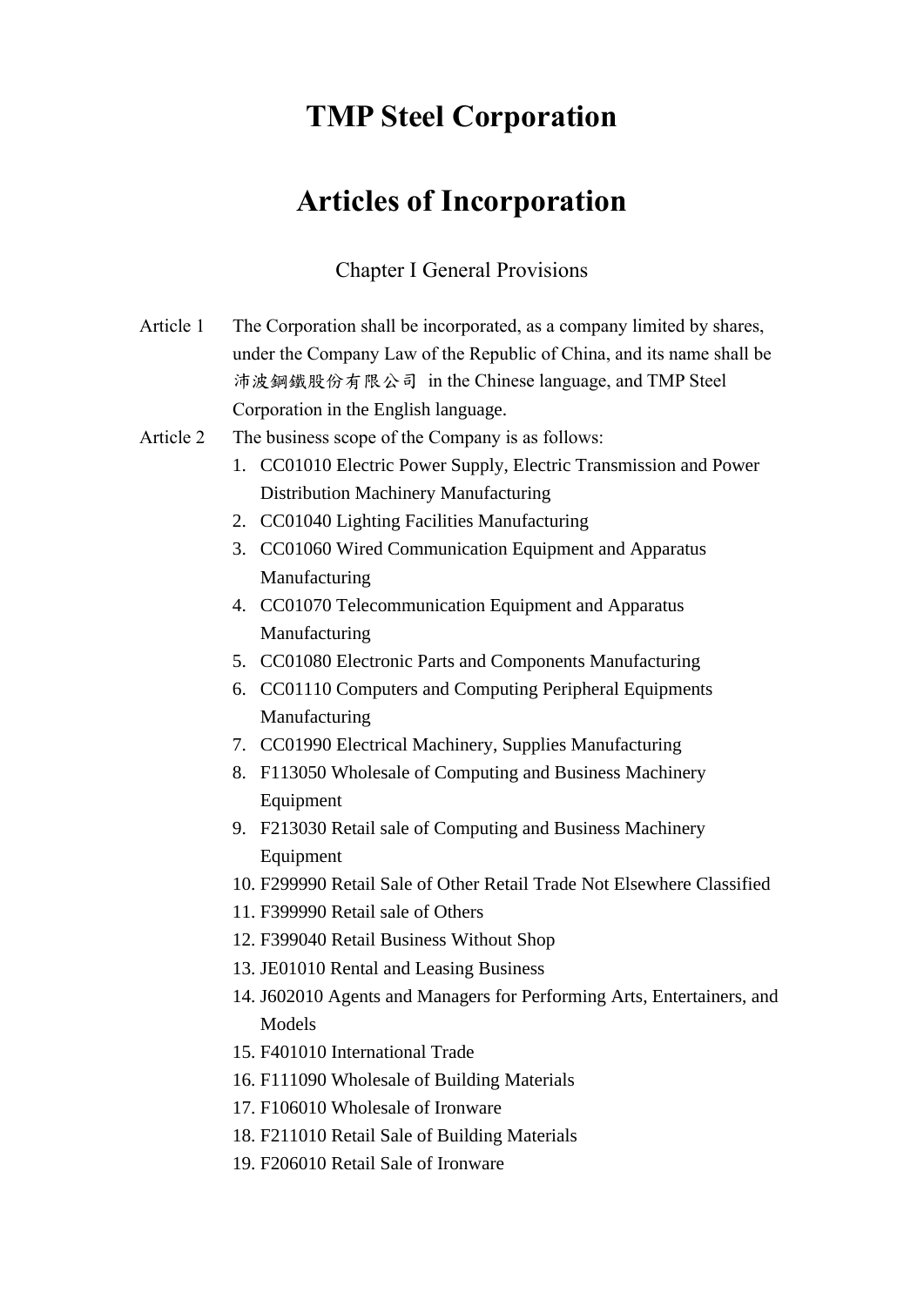# TMP Steel Corporation

# Articles of Incorporation

## Chapter I General Provisions

Article 1 The Corporation shall be incorporated, as a company limited by shares, under the Company Law of the Republic of China, and its name shall be 沛波鋼鐵股份有限公司 in the Chinese language, and TMP Steel Corporation in the English language.

Article 2 The business scope of the Company is as follows:

1. CC01010 Electric Power Supply, Electric Transmission and Power Distribution Machinery Manufacturing
2. CC01040 Lighting Facilities Manufacturing
3. CC01060 Wired Communication Equipment and Apparatus Manufacturing
4. CC01070 Telecommunication Equipment and Apparatus Manufacturing
5. CC01080 Electronic Parts and Components Manufacturing
6. CC01110 Computers and Computing Peripheral Equipments Manufacturing
7. CC01990 Electrical Machinery, Supplies Manufacturing
8. F113050 Wholesale of Computing and Business Machinery Equipment
9. F213030 Retail sale of Computing and Business Machinery Equipment
10. F299990 Retail Sale of Other Retail Trade Not Elsewhere Classified
11. F399990 Retail sale of Others
12. F399040 Retail Business Without Shop
13. JE01010 Rental and Leasing Business
14. J602010 Agents and Managers for Performing Arts, Entertainers, and Models
15. F401010 International Trade
16. F111090 Wholesale of Building Materials
17. F106010 Wholesale of Ironware
18. F211010 Retail Sale of Building Materials
19. F206010 Retail Sale of Ironware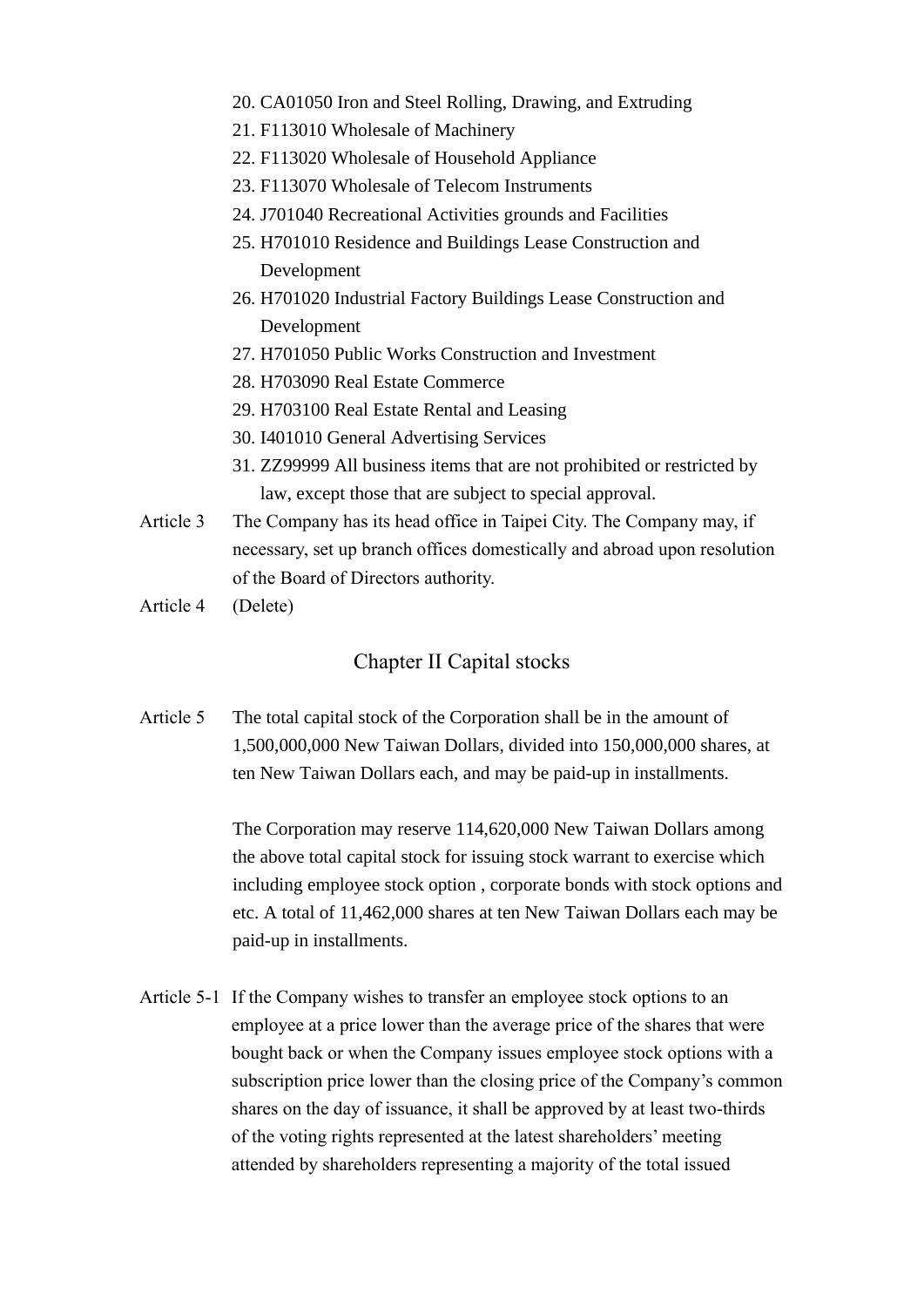20. CA01050 Iron and Steel Rolling, Drawing, and Extruding
21. F113010 Wholesale of Machinery
22. F113020 Wholesale of Household Appliance
23. F113070 Wholesale of Telecom Instruments
24. J701040 Recreational Activities grounds and Facilities
25. H701010 Residence and Buildings Lease Construction and Development
26. H701020 Industrial Factory Buildings Lease Construction and Development
27. H701050 Public Works Construction and Investment
28. H703090 Real Estate Commerce
29. H703100 Real Estate Rental and Leasing
30. I401010 General Advertising Services
31. ZZ99999 All business items that are not prohibited or restricted by law, except those that are subject to special approval.

Article 3 The Company has its head office in Taipei City. The Company may, if necessary, set up branch offices domestically and abroad upon resolution of the Board of Directors authority.

Article 4 (Delete)

## Chapter II Capital stocks

Article 5 The total capital stock of the Corporation shall be in the amount of 1,500,000,000 New Taiwan Dollars, divided into 150,000,000 shares, at ten New Taiwan Dollars each, and may be paid-up in installments.

The Corporation may reserve 114,620,000 New Taiwan Dollars among the above total capital stock for issuing stock warrant to exercise which including employee stock option , corporate bonds with stock options and etc. A total of 11,462,000 shares at ten New Taiwan Dollars each may be paid-up in installments.

Article 5-1 If the Company wishes to transfer an employee stock options to an employee at a price lower than the average price of the shares that were bought back or when the Company issues employee stock options with a subscription price lower than the closing price of the Company's common shares on the day of issuance, it shall be approved by at least two-thirds of the voting rights represented at the latest shareholders' meeting attended by shareholders representing a majority of the total issued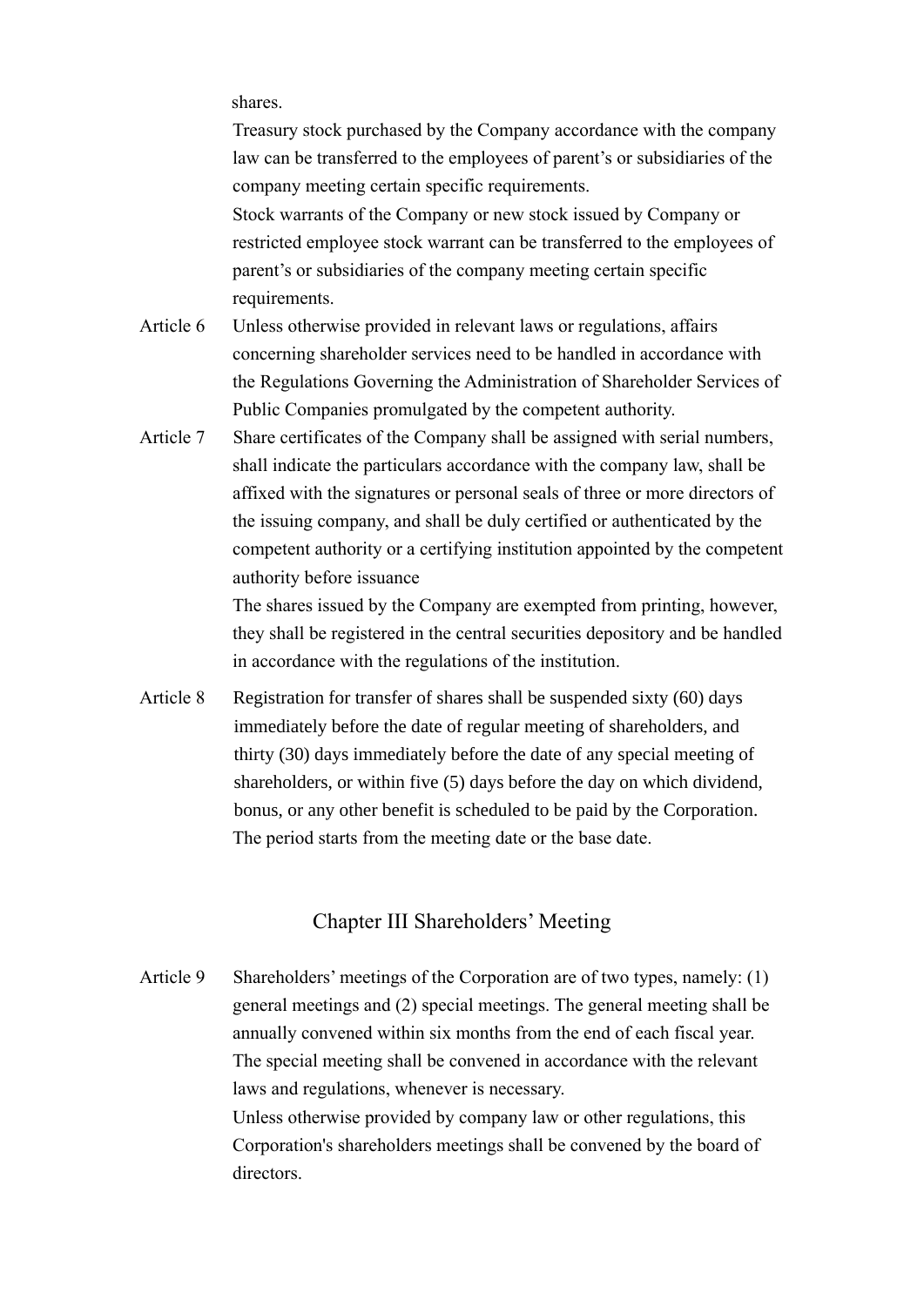shares.

Treasury stock purchased by the Company accordance with the company law can be transferred to the employees of parent's or subsidiaries of the company meeting certain specific requirements.

Stock warrants of the Company or new stock issued by Company or restricted employee stock warrant can be transferred to the employees of parent's or subsidiaries of the company meeting certain specific requirements.

Article 6 Unless otherwise provided in relevant laws or regulations, affairs concerning shareholder services need to be handled in accordance with the Regulations Governing the Administration of Shareholder Services of Public Companies promulgated by the competent authority.

Article 7 Share certificates of the Company shall be assigned with serial numbers, shall indicate the particulars accordance with the company law, shall be affixed with the signatures or personal seals of three or more directors of the issuing company, and shall be duly certified or authenticated by the competent authority or a certifying institution appointed by the competent authority before issuance

The shares issued by the Company are exempted from printing, however, they shall be registered in the central securities depository and be handled in accordance with the regulations of the institution.

Article 8 Registration for transfer of shares shall be suspended sixty (60) days immediately before the date of regular meeting of shareholders, and thirty (30) days immediately before the date of any special meeting of shareholders, or within five (5) days before the day on which dividend, bonus, or any other benefit is scheduled to be paid by the Corporation. The period starts from the meeting date or the base date.

## Chapter III Shareholders' Meeting

Article 9 Shareholders' meetings of the Corporation are of two types, namely: (1) general meetings and (2) special meetings. The general meeting shall be annually convened within six months from the end of each fiscal year. The special meeting shall be convened in accordance with the relevant laws and regulations, whenever is necessary.

Unless otherwise provided by company law or other regulations, this Corporation's shareholders meetings shall be convened by the board of directors.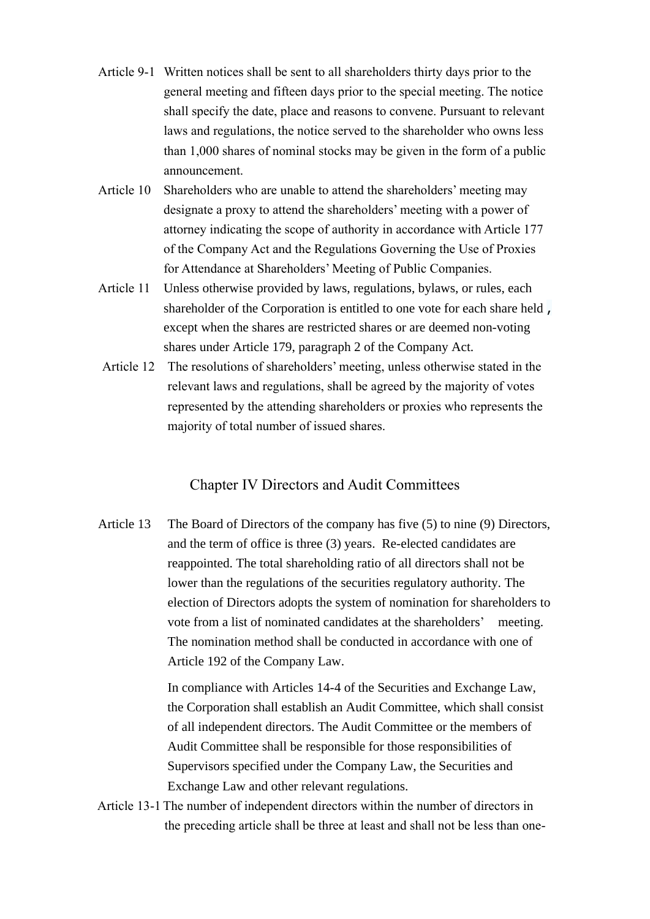Article 9-1 Written notices shall be sent to all shareholders thirty days prior to the general meeting and fifteen days prior to the special meeting. The notice shall specify the date, place and reasons to convene. Pursuant to relevant laws and regulations, the notice served to the shareholder who owns less than 1,000 shares of nominal stocks may be given in the form of a public announcement.

Article 10 Shareholders who are unable to attend the shareholders' meeting may designate a proxy to attend the shareholders' meeting with a power of attorney indicating the scope of authority in accordance with Article 177 of the Company Act and the Regulations Governing the Use of Proxies for Attendance at Shareholders' Meeting of Public Companies.

Article 11 Unless otherwise provided by laws, regulations, bylaws, or rules, each shareholder of the Corporation is entitled to one vote for each share held, except when the shares are restricted shares or are deemed non-voting shares under Article 179, paragraph 2 of the Company Act.

Article 12 The resolutions of shareholders' meeting, unless otherwise stated in the relevant laws and regulations, shall be agreed by the majority of votes represented by the attending shareholders or proxies who represents the majority of total number of issued shares.

## Chapter IV Directors and Audit Committees

Article 13 The Board of Directors of the company has five (5) to nine (9) Directors, and the term of office is three (3) years. Re-elected candidates are reappointed. The total shareholding ratio of all directors shall not be lower than the regulations of the securities regulatory authority. The election of Directors adopts the system of nomination for shareholders to vote from a list of nominated candidates at the shareholders' meeting. The nomination method shall be conducted in accordance with one of Article 192 of the Company Law.

In compliance with Articles 14-4 of the Securities and Exchange Law, the Corporation shall establish an Audit Committee, which shall consist of all independent directors. The Audit Committee or the members of Audit Committee shall be responsible for those responsibilities of Supervisors specified under the Company Law, the Securities and Exchange Law and other relevant regulations.

Article 13-1 The number of independent directors within the number of directors in the preceding article shall be three at least and shall not be less than one-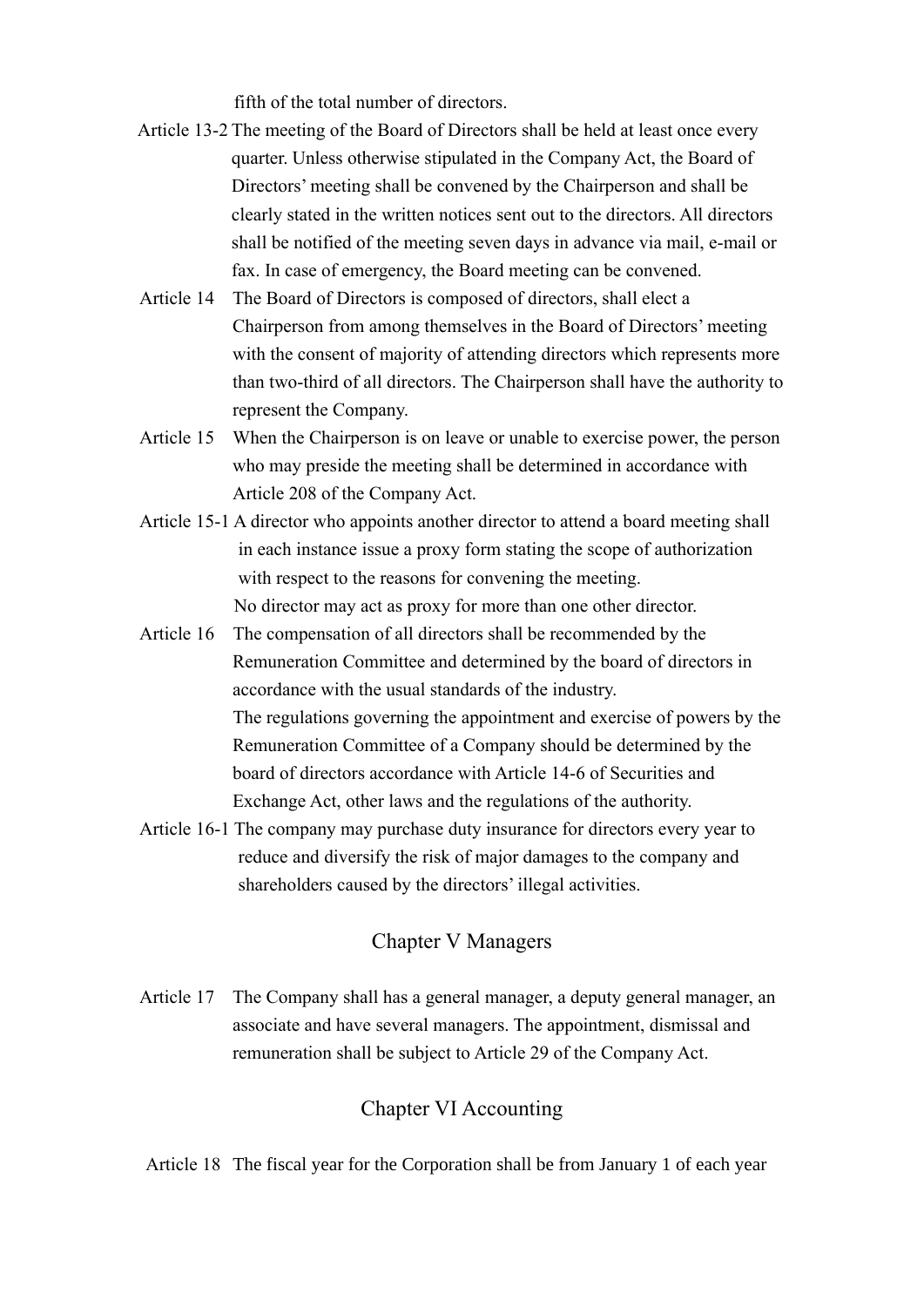fifth of the total number of directors.

Article 13-2 The meeting of the Board of Directors shall be held at least once every quarter. Unless otherwise stipulated in the Company Act, the Board of Directors' meeting shall be convened by the Chairperson and shall be clearly stated in the written notices sent out to the directors. All directors shall be notified of the meeting seven days in advance via mail, e-mail or fax. In case of emergency, the Board meeting can be convened.

Article 14 The Board of Directors is composed of directors, shall elect a Chairperson from among themselves in the Board of Directors' meeting with the consent of majority of attending directors which represents more than two-third of all directors. The Chairperson shall have the authority to represent the Company.

Article 15 When the Chairperson is on leave or unable to exercise power, the person who may preside the meeting shall be determined in accordance with Article 208 of the Company Act.

Article 15-1 A director who appoints another director to attend a board meeting shall in each instance issue a proxy form stating the scope of authorization with respect to the reasons for convening the meeting.

No director may act as proxy for more than one other director.

Article 16 The compensation of all directors shall be recommended by the Remuneration Committee and determined by the board of directors in accordance with the usual standards of the industry.

The regulations governing the appointment and exercise of powers by the Remuneration Committee of a Company should be determined by the board of directors accordance with Article 14-6 of Securities and Exchange Act, other laws and the regulations of the authority.

Article 16-1 The company may purchase duty insurance for directors every year to reduce and diversify the risk of major damages to the company and shareholders caused by the directors' illegal activities.

## Chapter V Managers

Article 17 The Company shall has a general manager, a deputy general manager, an associate and have several managers. The appointment, dismissal and remuneration shall be subject to Article 29 of the Company Act.

## Chapter VI Accounting

Article 18 The fiscal year for the Corporation shall be from January 1 of each year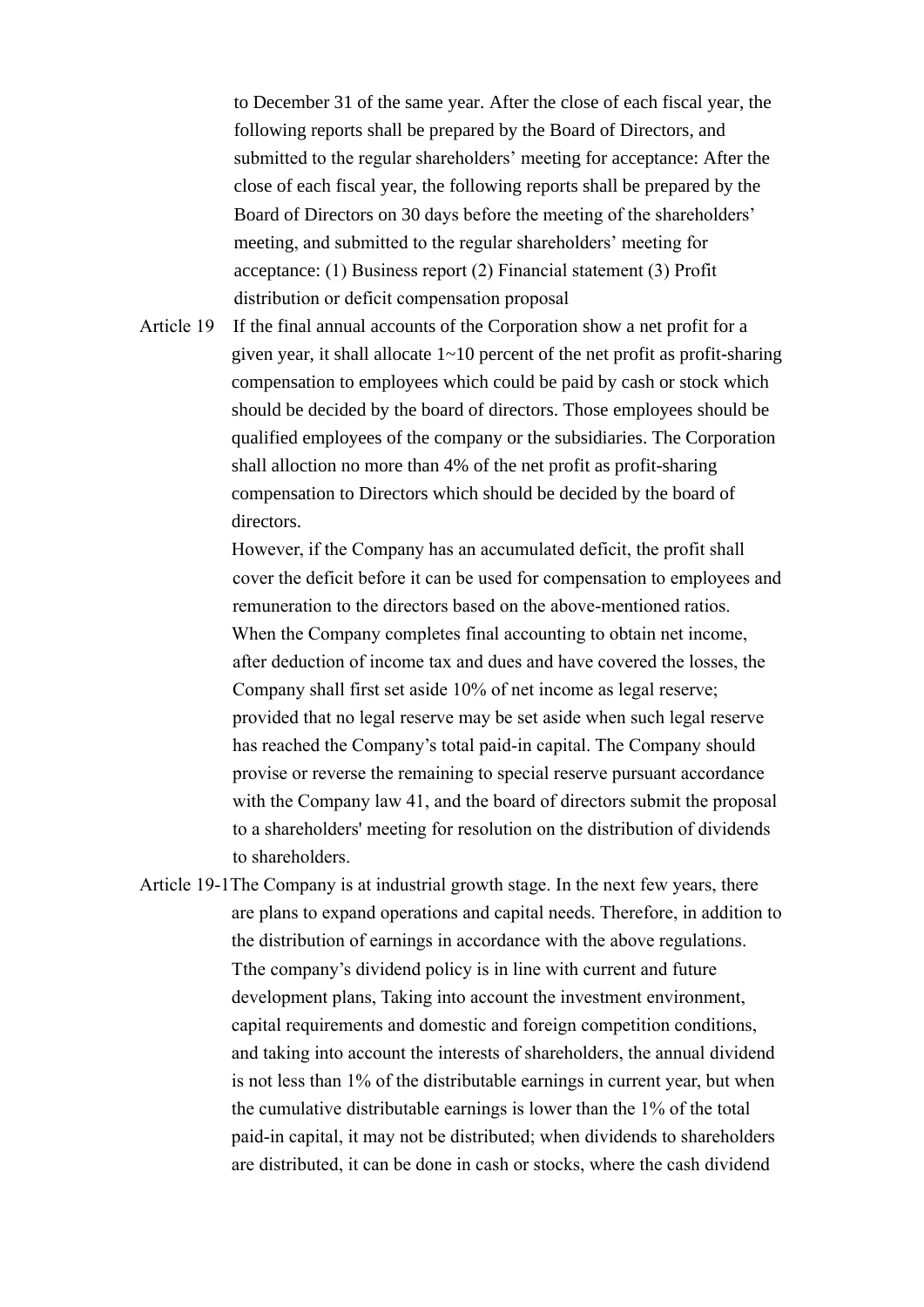to December 31 of the same year. After the close of each fiscal year, the following reports shall be prepared by the Board of Directors, and submitted to the regular shareholders' meeting for acceptance: After the close of each fiscal year, the following reports shall be prepared by the Board of Directors on 30 days before the meeting of the shareholders' meeting, and submitted to the regular shareholders' meeting for acceptance: (1) Business report (2) Financial statement (3) Profit distribution or deficit compensation proposal

Article 19 If the final annual accounts of the Corporation show a net profit for a given year, it shall allocate 1~10 percent of the net profit as profit-sharing compensation to employees which could be paid by cash or stock which should be decided by the board of directors. Those employees should be qualified employees of the company or the subsidiaries. The Corporation shall alloction no more than 4% of the net profit as profit-sharing compensation to Directors which should be decided by the board of directors.

However, if the Company has an accumulated deficit, the profit shall cover the deficit before it can be used for compensation to employees and remuneration to the directors based on the above-mentioned ratios.

When the Company completes final accounting to obtain net income, after deduction of income tax and dues and have covered the losses, the Company shall first set aside 10% of net income as legal reserve; provided that no legal reserve may be set aside when such legal reserve has reached the Company's total paid-in capital. The Company should provise or reverse the remaining to special reserve pursuant accordance with the Company law 41, and the board of directors submit the proposal to a shareholders' meeting for resolution on the distribution of dividends to shareholders.

Article 19-1 The Company is at industrial growth stage. In the next few years, there are plans to expand operations and capital needs. Therefore, in addition to the distribution of earnings in accordance with the above regulations. Tthe company's dividend policy is in line with current and future development plans, Taking into account the investment environment, capital requirements and domestic and foreign competition conditions, and taking into account the interests of shareholders, the annual dividend is not less than 1% of the distributable earnings in current year, but when the cumulative distributable earnings is lower than the 1% of the total paid-in capital, it may not be distributed; when dividends to shareholders are distributed, it can be done in cash or stocks, where the cash dividend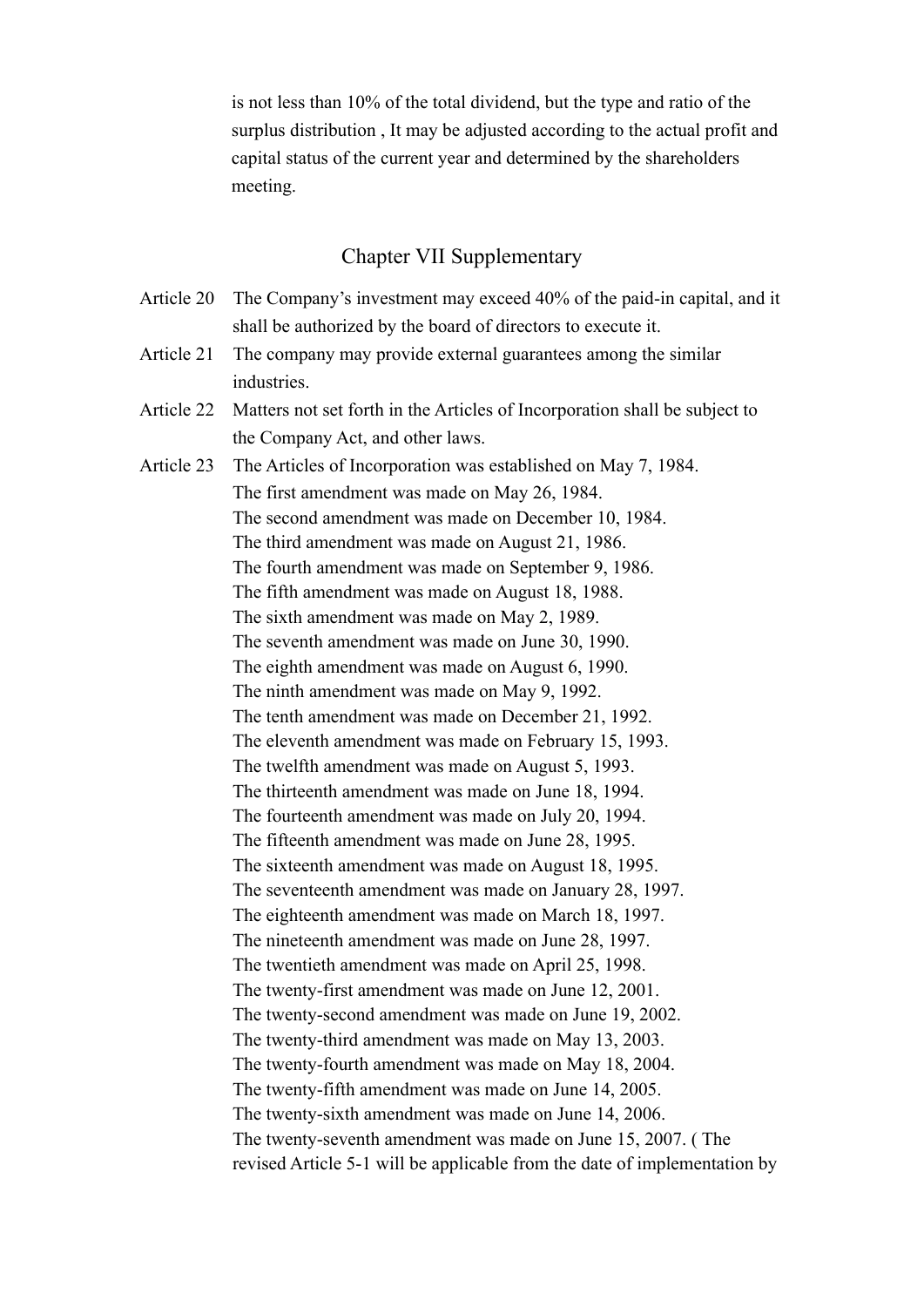is not less than 10% of the total dividend, but the type and ratio of the surplus distribution , It may be adjusted according to the actual profit and capital status of the current year and determined by the shareholders meeting.

## Chapter VII Supplementary

Article 20 The Company's investment may exceed 40% of the paid-in capital, and it shall be authorized by the board of directors to execute it.

Article 21 The company may provide external guarantees among the similar industries.

Article 22 Matters not set forth in the Articles of Incorporation shall be subject to the Company Act, and other laws.

Article 23 The Articles of Incorporation was established on May 7, 1984.
The first amendment was made on May 26, 1984.
The second amendment was made on December 10, 1984.
The third amendment was made on August 21, 1986.
The fourth amendment was made on September 9, 1986.
The fifth amendment was made on August 18, 1988.
The sixth amendment was made on May 2, 1989.
The seventh amendment was made on June 30, 1990.
The eighth amendment was made on August 6, 1990.
The ninth amendment was made on May 9, 1992.
The tenth amendment was made on December 21, 1992.
The eleventh amendment was made on February 15, 1993.
The twelfth amendment was made on August 5, 1993.
The thirteenth amendment was made on June 18, 1994.
The fourteenth amendment was made on July 20, 1994.
The fifteenth amendment was made on June 28, 1995.
The sixteenth amendment was made on August 18, 1995.
The seventeenth amendment was made on January 28, 1997.
The eighteenth amendment was made on March 18, 1997.
The nineteenth amendment was made on June 28, 1997.
The twentieth amendment was made on April 25, 1998.
The twenty-first amendment was made on June 12, 2001.
The twenty-second amendment was made on June 19, 2002.
The twenty-third amendment was made on May 13, 2003.
The twenty-fourth amendment was made on May 18, 2004.
The twenty-fifth amendment was made on June 14, 2005.
The twenty-sixth amendment was made on June 14, 2006.
The twenty-seventh amendment was made on June 15, 2007. ( The revised Article 5-1 will be applicable from the date of implementation by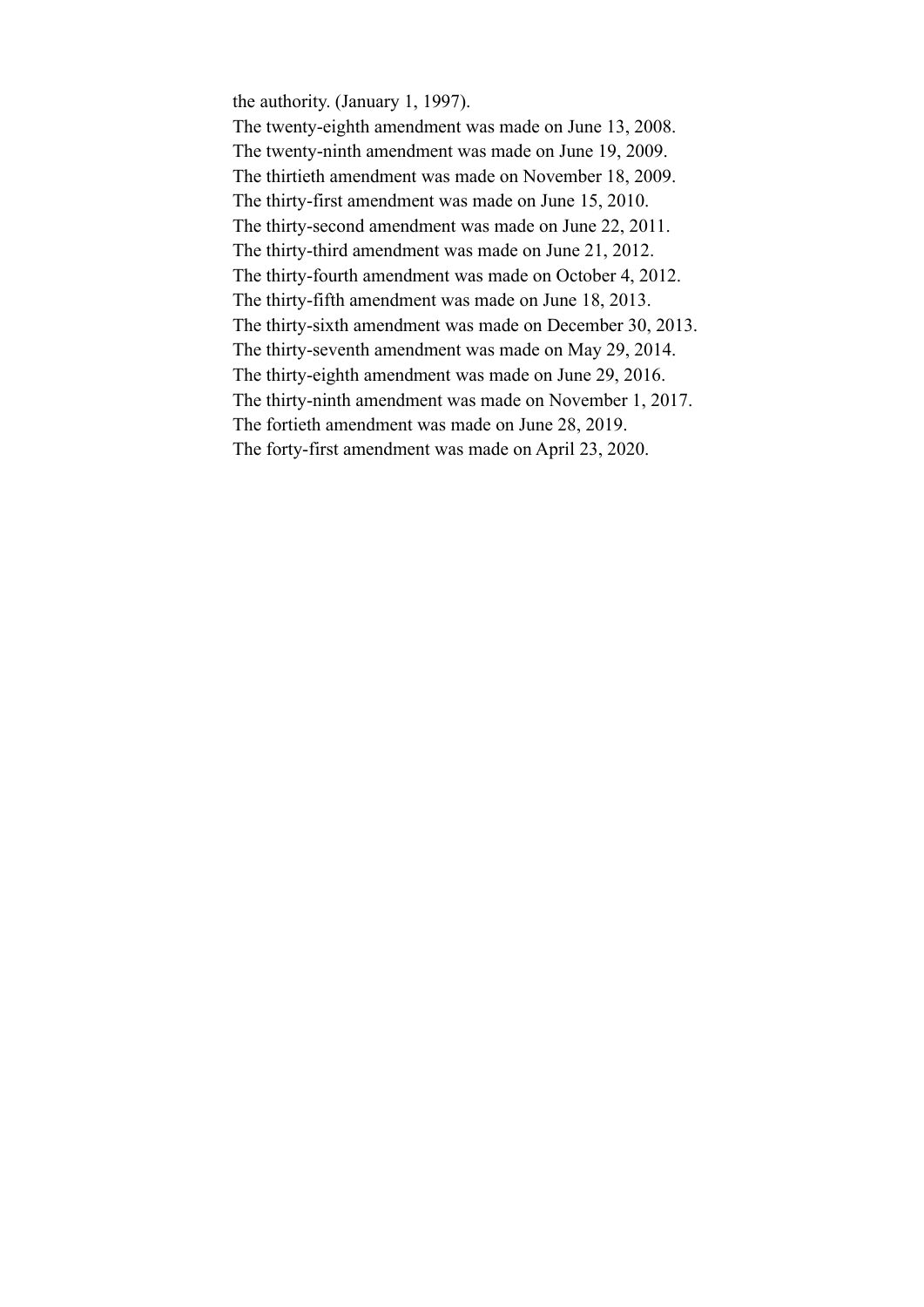the authority. (January 1, 1997).

The twenty-eighth amendment was made on June 13, 2008.

The twenty-ninth amendment was made on June 19, 2009.

The thirtieth amendment was made on November 18, 2009.

The thirty-first amendment was made on June 15, 2010.

The thirty-second amendment was made on June 22, 2011.

The thirty-third amendment was made on June 21, 2012.

The thirty-fourth amendment was made on October 4, 2012.

The thirty-fifth amendment was made on June 18, 2013.

The thirty-sixth amendment was made on December 30, 2013.

The thirty-seventh amendment was made on May 29, 2014.

The thirty-eighth amendment was made on June 29, 2016.

The thirty-ninth amendment was made on November 1, 2017.

The fortieth amendment was made on June 28, 2019.

The forty-first amendment was made on April 23, 2020.